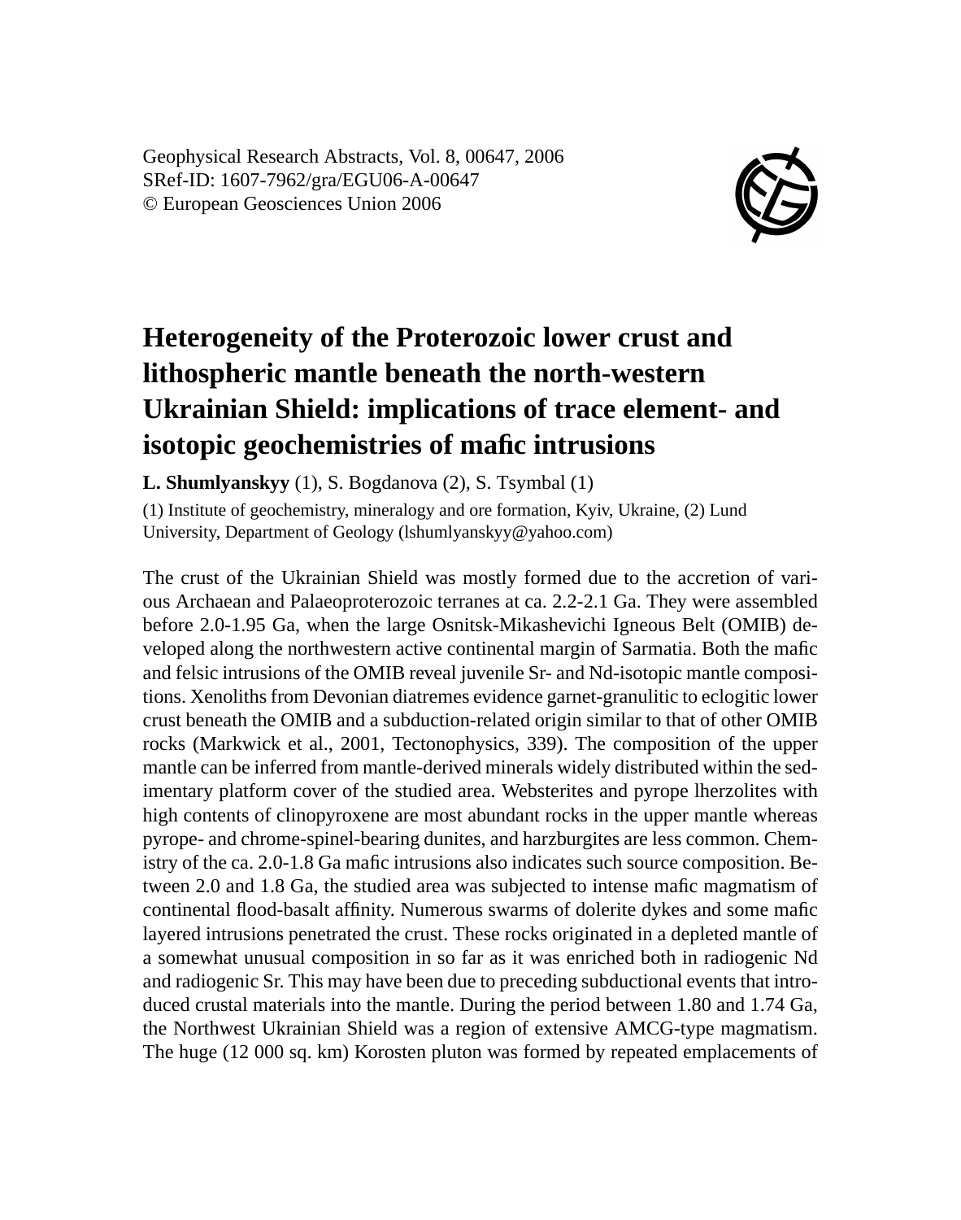Geophysical Research Abstracts, Vol. 8, 00647, 2006
SRef-ID: 1607-7962/gra/EGU06-A-00647
© European Geosciences Union 2006

# Heterogeneity of the Proterozoic lower crust and lithospheric mantle beneath the north-western Ukrainian Shield: implications of trace element- and isotopic geochemistries of mafic intrusions

**L. Shumlyanskyy** (1), S. Bogdanova (2), S. Tsymbal (1)

(1) Institute of geochemistry, mineralogy and ore formation, Kyiv, Ukraine, (2) Lund University, Department of Geology (lshumlyanskyy@yahoo.com)

The crust of the Ukrainian Shield was mostly formed due to the accretion of various Archaean and Palaeoproterozoic terranes at ca. 2.2-2.1 Ga. They were assembled before 2.0-1.95 Ga, when the large Osnitsk-Mikashevichi Igneous Belt (OMIB) developed along the northwestern active continental margin of Sarmatia. Both the mafic and felsic intrusions of the OMIB reveal juvenile Sr- and Nd-isotopic mantle compositions. Xenoliths from Devonian diatremes evidence garnet-granulitic to eclogitic lower crust beneath the OMIB and a subduction-related origin similar to that of other OMIB rocks (Markwick et al., 2001, Tectonophysics, 339). The composition of the upper mantle can be inferred from mantle-derived minerals widely distributed within the sedimentary platform cover of the studied area. Websterites and pyrope lherzolites with high contents of clinopyroxene are most abundant rocks in the upper mantle whereas pyrope- and chrome-spinel-bearing dunites, and harzburgites are less common. Chemistry of the ca. 2.0-1.8 Ga mafic intrusions also indicates such source composition. Between 2.0 and 1.8 Ga, the studied area was subjected to intense mafic magmatism of continental flood-basalt affinity. Numerous swarms of dolerite dykes and some mafic layered intrusions penetrated the crust. These rocks originated in a depleted mantle of a somewhat unusual composition in so far as it was enriched both in radiogenic Nd and radiogenic Sr. This may have been due to preceding subductional events that introduced crustal materials into the mantle. During the period between 1.80 and 1.74 Ga, the Northwest Ukrainian Shield was a region of extensive AMCG-type magmatism. The huge (12 000 sq. km) Korosten pluton was formed by repeated emplacements of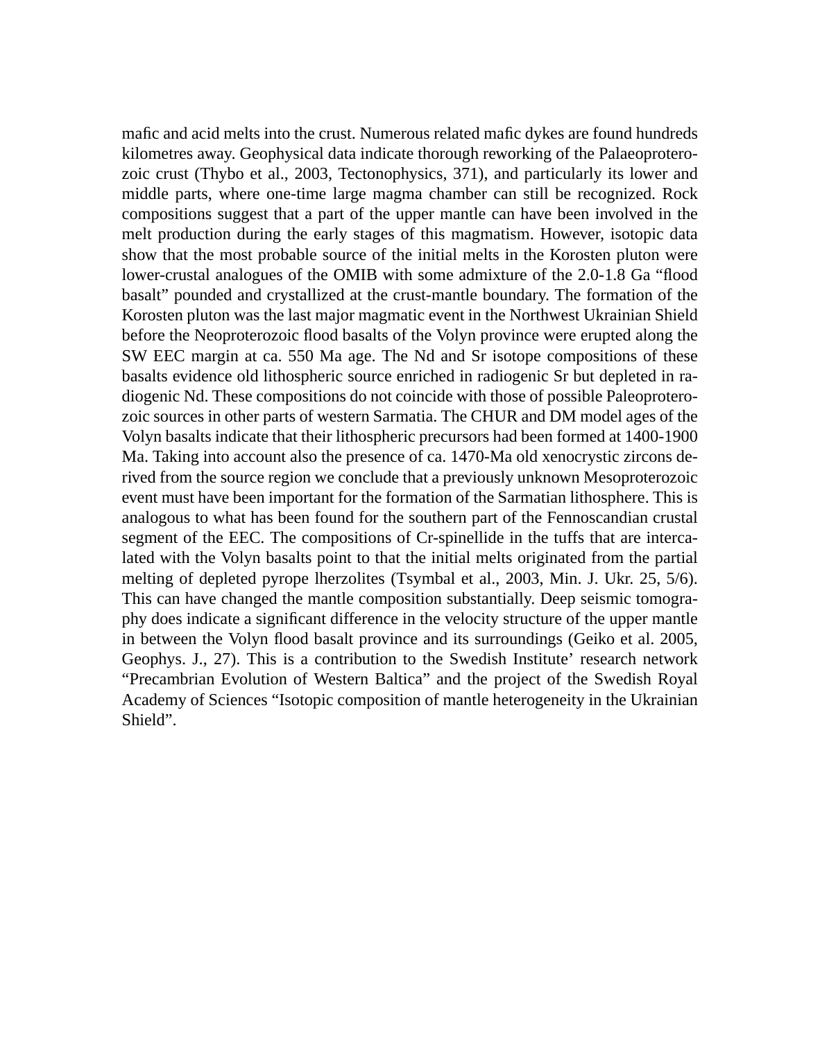mafic and acid melts into the crust. Numerous related mafic dykes are found hundreds kilometres away. Geophysical data indicate thorough reworking of the Palaeoproterozoic crust (Thybo et al., 2003, Tectonophysics, 371), and particularly its lower and middle parts, where one-time large magma chamber can still be recognized. Rock compositions suggest that a part of the upper mantle can have been involved in the melt production during the early stages of this magmatism. However, isotopic data show that the most probable source of the initial melts in the Korosten pluton were lower-crustal analogues of the OMIB with some admixture of the 2.0-1.8 Ga "flood basalt" pounded and crystallized at the crust-mantle boundary. The formation of the Korosten pluton was the last major magmatic event in the Northwest Ukrainian Shield before the Neoproterozoic flood basalts of the Volyn province were erupted along the SW EEC margin at ca. 550 Ma age. The Nd and Sr isotope compositions of these basalts evidence old lithospheric source enriched in radiogenic Sr but depleted in radiogenic Nd. These compositions do not coincide with those of possible Paleoproterozoic sources in other parts of western Sarmatia. The CHUR and DM model ages of the Volyn basalts indicate that their lithospheric precursors had been formed at 1400-1900 Ma. Taking into account also the presence of ca. 1470-Ma old xenocrystic zircons derived from the source region we conclude that a previously unknown Mesoproterozoic event must have been important for the formation of the Sarmatian lithosphere. This is analogous to what has been found for the southern part of the Fennoscandian crustal segment of the EEC. The compositions of Cr-spinellide in the tuffs that are intercalated with the Volyn basalts point to that the initial melts originated from the partial melting of depleted pyrope lherzolites (Tsymbal et al., 2003, Min. J. Ukr. 25, 5/6). This can have changed the mantle composition substantially. Deep seismic tomography does indicate a significant difference in the velocity structure of the upper mantle in between the Volyn flood basalt province and its surroundings (Geiko et al. 2005, Geophys. J., 27). This is a contribution to the Swedish Institute' research network "Precambrian Evolution of Western Baltica" and the project of the Swedish Royal Academy of Sciences "Isotopic composition of mantle heterogeneity in the Ukrainian Shield".